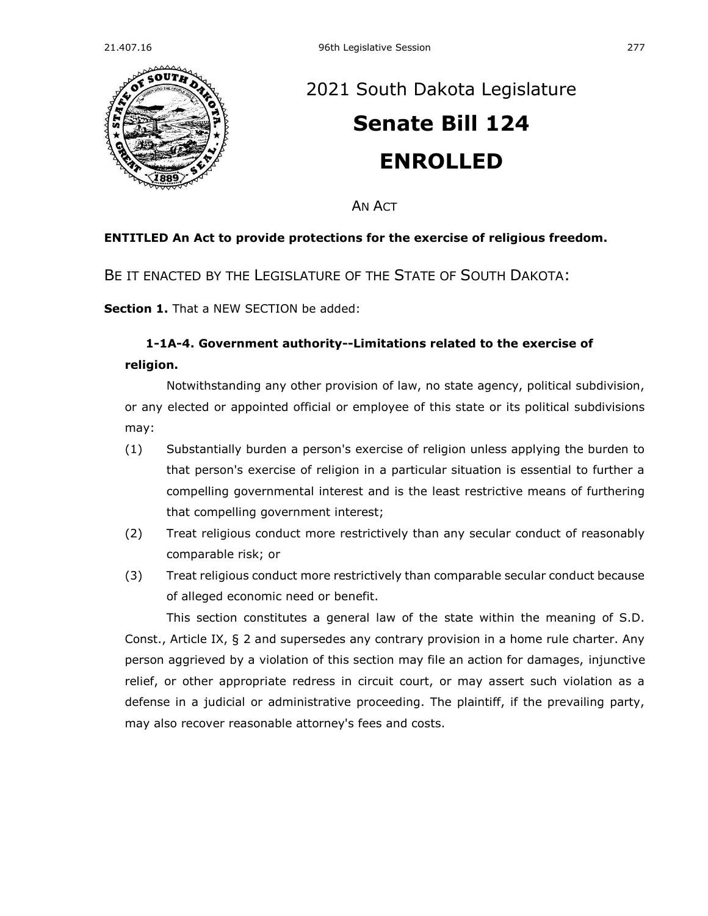# 2021 South Dakota Legislature

# Senate Bill 124

# ENROLLED

AN ACT

**ENTITLED An Act to provide protections for the exercise of religious freedom.**

BE IT ENACTED BY THE LEGISLATURE OF THE STATE OF SOUTH DAKOTA:

**Section 1.** That a NEW SECTION be added:

**1-1A-4. Government authority--Limitations related to the exercise of religion.**

Notwithstanding any other provision of law, no state agency, political subdivision, or any elected or appointed official or employee of this state or its political subdivisions may:

(1) Substantially burden a person's exercise of religion unless applying the burden to that person's exercise of religion in a particular situation is essential to further a compelling governmental interest and is the least restrictive means of furthering that compelling government interest;

(2) Treat religious conduct more restrictively than any secular conduct of reasonably comparable risk; or

(3) Treat religious conduct more restrictively than comparable secular conduct because of alleged economic need or benefit.

This section constitutes a general law of the state within the meaning of S.D. Const., Article IX, § 2 and supersedes any contrary provision in a home rule charter. Any person aggrieved by a violation of this section may file an action for damages, injunctive relief, or other appropriate redress in circuit court, or may assert such violation as a defense in a judicial or administrative proceeding. The plaintiff, if the prevailing party, may also recover reasonable attorney's fees and costs.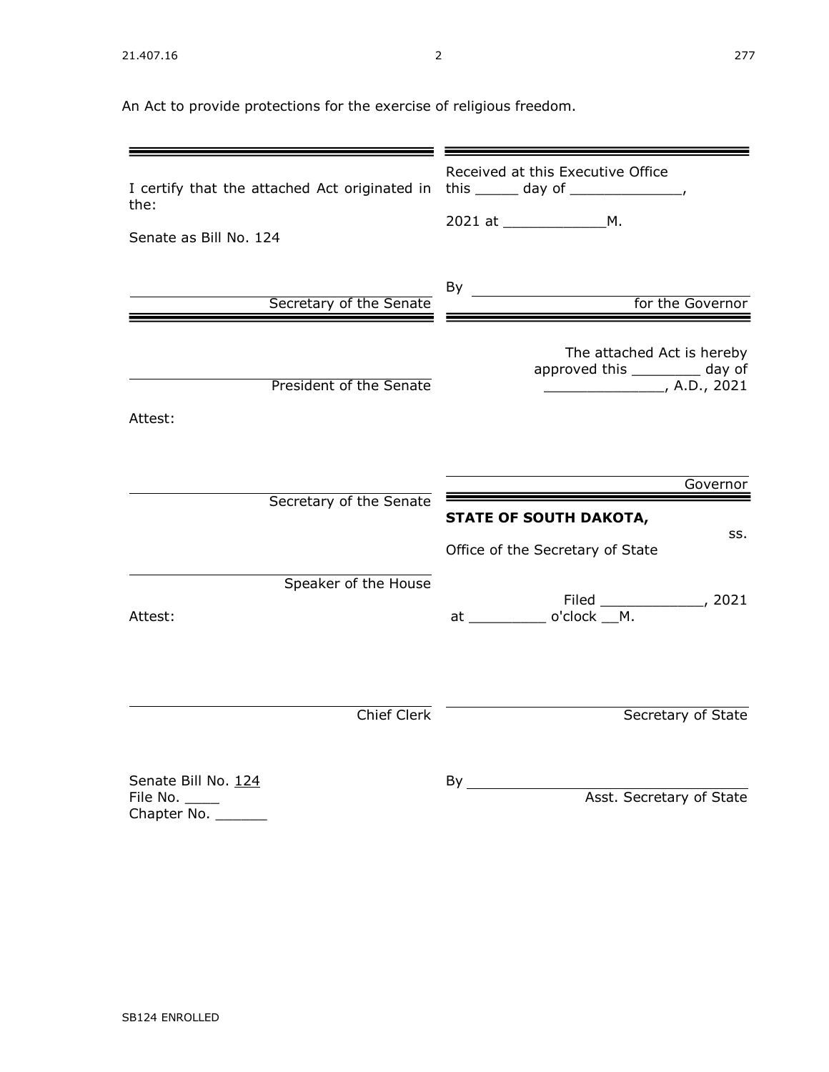An Act to provide protections for the exercise of religious freedom.

I certify that the attached Act originated in the:

Senate as Bill No. 124

Secretary of the Senate

President of the Senate

Attest:

Secretary of the Senate

Speaker of the House

Attest:

Chief Clerk

Senate Bill No. 124
File No. ____
Chapter No. ______

Received at this Executive Office this _____ day of _____________,

2021 at ____________M.

By ____________________
for the Governor

The attached Act is hereby approved this ________ day of ______________, A.D., 2021

Governor

**STATE OF SOUTH DAKOTA,**

ss.

Office of the Secretary of State

Filed ____________, 2021 at _________ o'clock __M.

Secretary of State

By ____________________
Asst. Secretary of State

SB124 ENROLLED